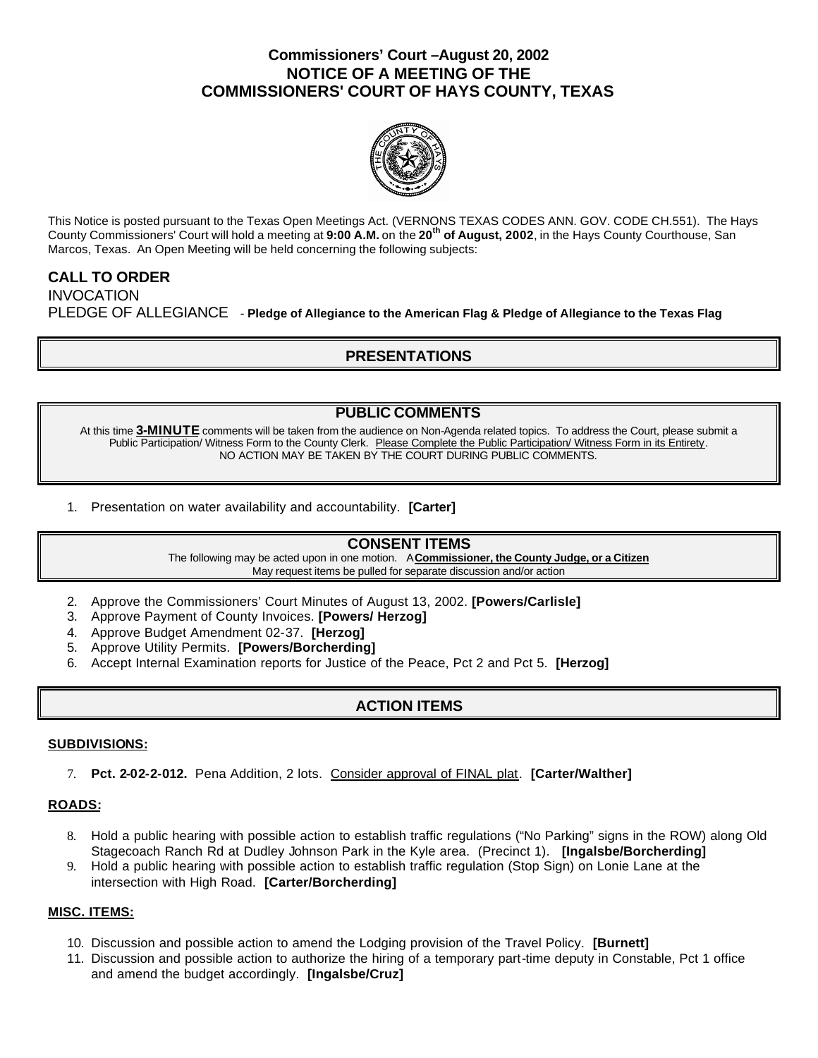# Commissioners' Court –August 20, 2002
# NOTICE OF A MEETING OF THE COMMISSIONERS' COURT OF HAYS COUNTY, TEXAS

This Notice is posted pursuant to the Texas Open Meetings Act. (VERNONS TEXAS CODES ANN. GOV. CODE CH.551). The Hays County Commissioners' Court will hold a meeting at **9:00 A.M.** on the **20th of August, 2002**, in the Hays County Courthouse, San Marcos, Texas. An Open Meeting will be held concerning the following subjects:

## CALL TO ORDER

INVOCATION

PLEDGE OF ALLEGIANCE - **Pledge of Allegiance to the American Flag & Pledge of Allegiance to the Texas Flag**

## PRESENTATIONS

## PUBLIC COMMENTS

At this time **3-MINUTE** comments will be taken from the audience on Non-Agenda related topics. To address the Court, please submit a Public Participation/ Witness Form to the County Clerk. Please Complete the Public Participation/ Witness Form in its Entirety. NO ACTION MAY BE TAKEN BY THE COURT DURING PUBLIC COMMENTS.

1. Presentation on water availability and accountability. **[Carter]**

## CONSENT ITEMS

The following may be acted upon in one motion. A **Commissioner, the County Judge, or a Citizen** May request items be pulled for separate discussion and/or action

2. Approve the Commissioners' Court Minutes of August 13, 2002. **[Powers/Carlisle]**
3. Approve Payment of County Invoices. **[Powers/ Herzog]**
4. Approve Budget Amendment 02-37. **[Herzog]**
5. Approve Utility Permits. **[Powers/Borcherding]**
6. Accept Internal Examination reports for Justice of the Peace, Pct 2 and Pct 5. **[Herzog]**

## ACTION ITEMS

### SUBDIVISIONS:

7. **Pct. 2-02-2-012.** Pena Addition, 2 lots. Consider approval of FINAL plat. **[Carter/Walther]**

### ROADS:

8. Hold a public hearing with possible action to establish traffic regulations ("No Parking" signs in the ROW) along Old Stagecoach Ranch Rd at Dudley Johnson Park in the Kyle area. (Precinct 1). **[Ingalsbe/Borcherding]**
9. Hold a public hearing with possible action to establish traffic regulation (Stop Sign) on Lonie Lane at the intersection with High Road. **[Carter/Borcherding]**

### MISC. ITEMS:

10. Discussion and possible action to amend the Lodging provision of the Travel Policy. **[Burnett]**
11. Discussion and possible action to authorize the hiring of a temporary part-time deputy in Constable, Pct 1 office and amend the budget accordingly. **[Ingalsbe/Cruz]**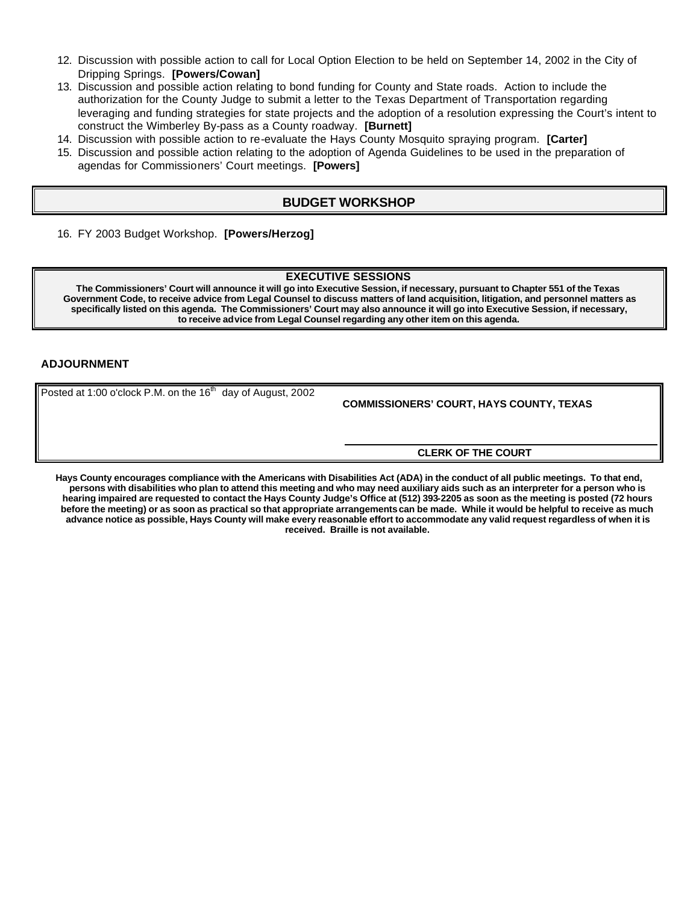12. Discussion with possible action to call for Local Option Election to be held on September 14, 2002 in the City of Dripping Springs. **[Powers/Cowan]**
13. Discussion and possible action relating to bond funding for County and State roads. Action to include the authorization for the County Judge to submit a letter to the Texas Department of Transportation regarding leveraging and funding strategies for state projects and the adoption of a resolution expressing the Court's intent to construct the Wimberley By-pass as a County roadway. **[Burnett]**
14. Discussion with possible action to re-evaluate the Hays County Mosquito spraying program. **[Carter]**
15. Discussion and possible action relating to the adoption of Agenda Guidelines to be used in the preparation of agendas for Commissioners' Court meetings. **[Powers]**

## BUDGET WORKSHOP

16. FY 2003 Budget Workshop. **[Powers/Herzog]**

## EXECUTIVE SESSIONS

**The Commissioners' Court will announce it will go into Executive Session, if necessary, pursuant to Chapter 551 of the Texas Government Code, to receive advice from Legal Counsel to discuss matters of land acquisition, litigation, and personnel matters as specifically listed on this agenda. The Commissioners' Court may also announce it will go into Executive Session, if necessary, to receive advice from Legal Counsel regarding any other item on this agenda.**

## ADJOURNMENT

Posted at 1:00 o'clock P.M. on the 16th day of August, 2002

**COMMISSIONERS' COURT, HAYS COUNTY, TEXAS**

**CLERK OF THE COURT**

**Hays County encourages compliance with the Americans with Disabilities Act (ADA) in the conduct of all public meetings. To that end, persons with disabilities who plan to attend this meeting and who may need auxiliary aids such as an interpreter for a person who is hearing impaired are requested to contact the Hays County Judge's Office at (512) 393-2205 as soon as the meeting is posted (72 hours before the meeting) or as soon as practical so that appropriate arrangements can be made. While it would be helpful to receive as much advance notice as possible, Hays County will make every reasonable effort to accommodate any valid request regardless of when it is received. Braille is not available.**